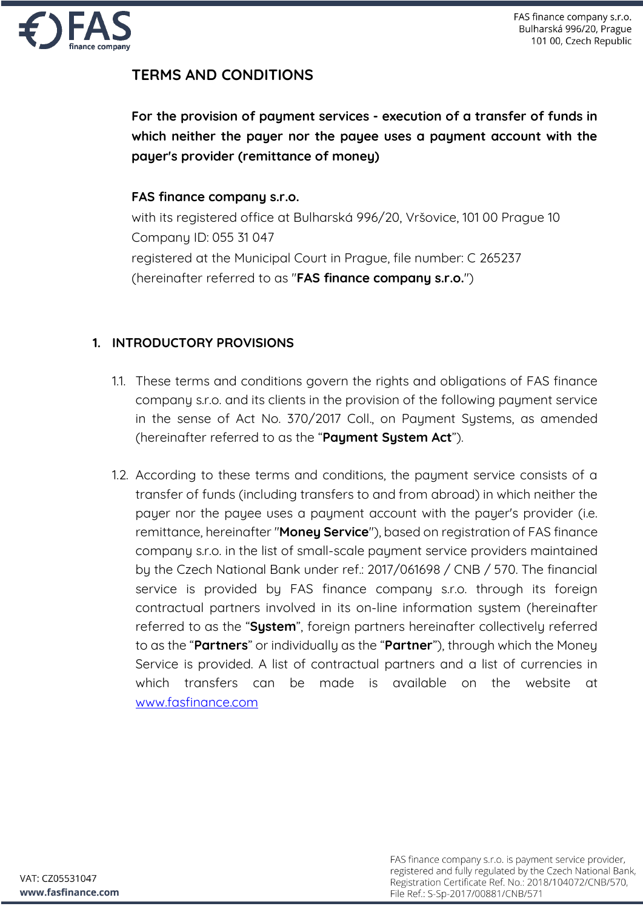# TERMS AND CONDITIONS

**For the provision of payment services - execution of a transfer of funds in which neither the payer nor the payee uses a payment account with the payer's provider (remittance of money)**

**FAS finance company s.r.o.**
with its registered office at Bulharská 996/20, Vršovice, 101 00 Prague 10
Company ID: 055 31 047
registered at the Municipal Court in Prague, file number: C 265237
(hereinafter referred to as "**FAS finance company s.r.o.**")

## 1. INTRODUCTORY PROVISIONS

1.1. These terms and conditions govern the rights and obligations of FAS finance company s.r.o. and its clients in the provision of the following payment service in the sense of Act No. 370/2017 Coll., on Payment Systems, as amended (hereinafter referred to as the "**Payment System Act**").

1.2. According to these terms and conditions, the payment service consists of a transfer of funds (including transfers to and from abroad) in which neither the payer nor the payee uses a payment account with the payer's provider (i.e. remittance, hereinafter "**Money Service**"), based on registration of FAS finance company s.r.o. in the list of small-scale payment service providers maintained by the Czech National Bank under ref.: 2017/061698 / CNB / 570. The financial service is provided by FAS finance company s.r.o. through its foreign contractual partners involved in its on-line information system (hereinafter referred to as the "**System**", foreign partners hereinafter collectively referred to as the "**Partners**" or individually as the "**Partner**"), through which the Money Service is provided. A list of contractual partners and a list of currencies in which transfers can be made is available on the website at [www.fasfinance.com](www.fasfinance.com)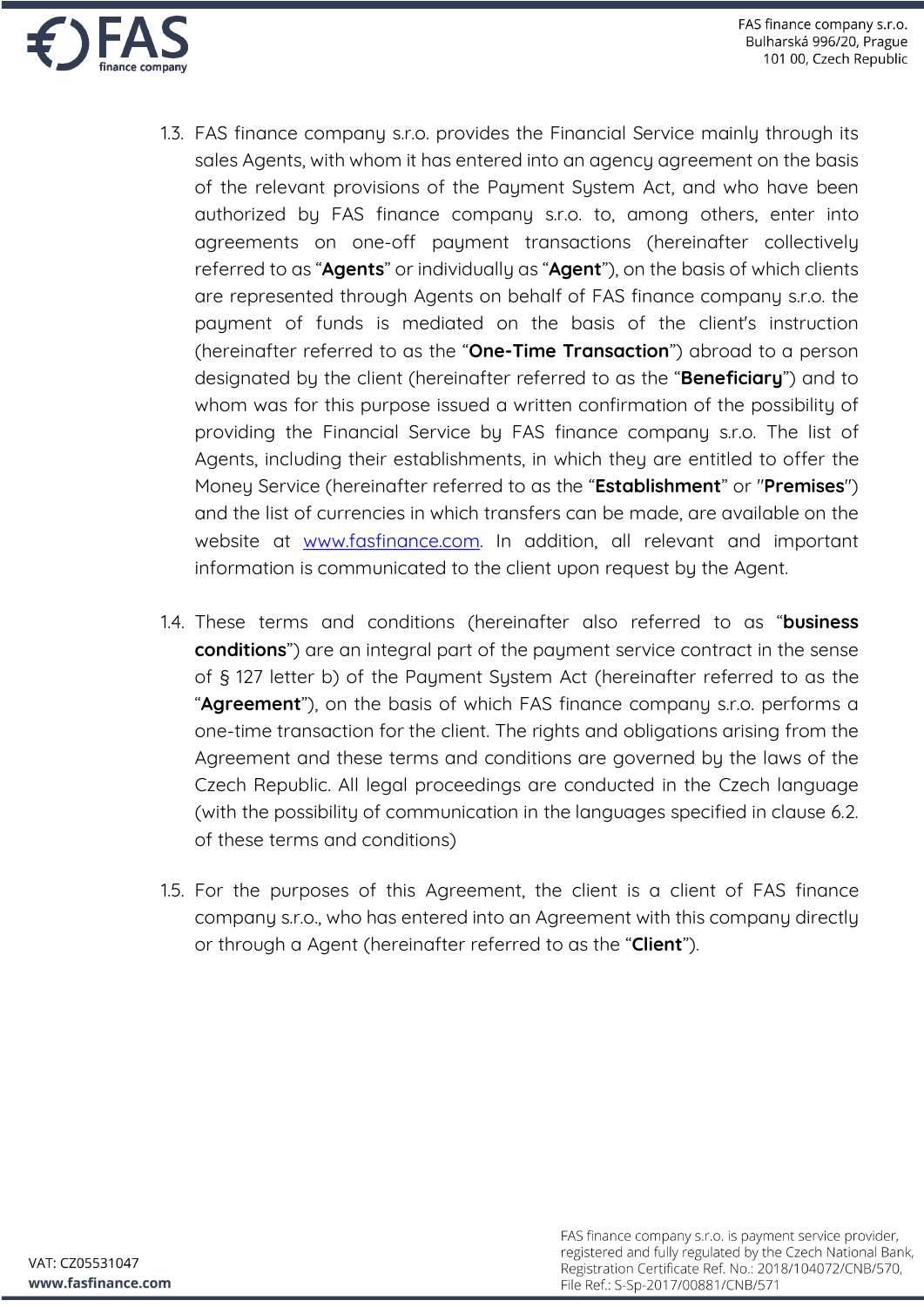1.3. FAS finance company s.r.o. provides the Financial Service mainly through its sales Agents, with whom it has entered into an agency agreement on the basis of the relevant provisions of the Payment System Act, and who have been authorized by FAS finance company s.r.o. to, among others, enter into agreements on one-off payment transactions (hereinafter collectively referred to as "**Agents**" or individually as "**Agent**"), on the basis of which clients are represented through Agents on behalf of FAS finance company s.r.o. the payment of funds is mediated on the basis of the client's instruction (hereinafter referred to as the "**One-Time Transaction**") abroad to a person designated by the client (hereinafter referred to as the "**Beneficiary**") and to whom was for this purpose issued a written confirmation of the possibility of providing the Financial Service by FAS finance company s.r.o. The list of Agents, including their establishments, in which they are entitled to offer the Money Service (hereinafter referred to as the "**Establishment**" or "**Premises**") and the list of currencies in which transfers can be made, are available on the website at www.fasfinance.com. In addition, all relevant and important information is communicated to the client upon request by the Agent.

1.4. These terms and conditions (hereinafter also referred to as "**business conditions**") are an integral part of the payment service contract in the sense of § 127 letter b) of the Payment System Act (hereinafter referred to as the "**Agreement**"), on the basis of which FAS finance company s.r.o. performs a one-time transaction for the client. The rights and obligations arising from the Agreement and these terms and conditions are governed by the laws of the Czech Republic. All legal proceedings are conducted in the Czech language (with the possibility of communication in the languages specified in clause 6.2. of these terms and conditions)

1.5. For the purposes of this Agreement, the client is a client of FAS finance company s.r.o., who has entered into an Agreement with this company directly or through a Agent (hereinafter referred to as the "**Client**").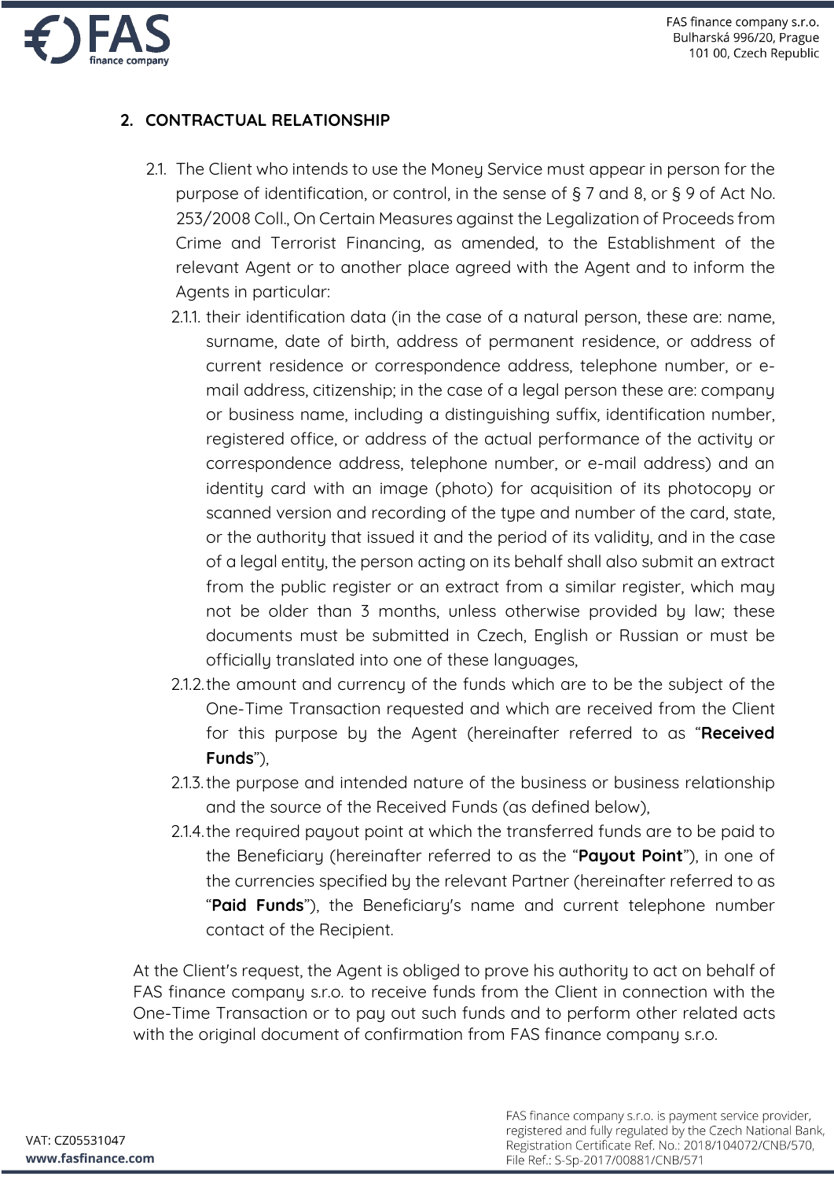## 2. CONTRACTUAL RELATIONSHIP

2.1. The Client who intends to use the Money Service must appear in person for the purpose of identification, or control, in the sense of § 7 and 8, or § 9 of Act No. 253/2008 Coll., On Certain Measures against the Legalization of Proceeds from Crime and Terrorist Financing, as amended, to the Establishment of the relevant Agent or to another place agreed with the Agent and to inform the Agents in particular:

2.1.1. their identification data (in the case of a natural person, these are: name, surname, date of birth, address of permanent residence, or address of current residence or correspondence address, telephone number, or e-mail address, citizenship; in the case of a legal person these are: company or business name, including a distinguishing suffix, identification number, registered office, or address of the actual performance of the activity or correspondence address, telephone number, or e-mail address) and an identity card with an image (photo) for acquisition of its photocopy or scanned version and recording of the type and number of the card, state, or the authority that issued it and the period of its validity, and in the case of a legal entity, the person acting on its behalf shall also submit an extract from the public register or an extract from a similar register, which may not be older than 3 months, unless otherwise provided by law; these documents must be submitted in Czech, English or Russian or must be officially translated into one of these languages,

2.1.2. the amount and currency of the funds which are to be the subject of the One-Time Transaction requested and which are received from the Client for this purpose by the Agent (hereinafter referred to as "**Received Funds**"),

2.1.3. the purpose and intended nature of the business or business relationship and the source of the Received Funds (as defined below),

2.1.4. the required payout point at which the transferred funds are to be paid to the Beneficiary (hereinafter referred to as the "**Payout Point**"), in one of the currencies specified by the relevant Partner (hereinafter referred to as "**Paid Funds**"), the Beneficiary's name and current telephone number contact of the Recipient.

At the Client's request, the Agent is obliged to prove his authority to act on behalf of FAS finance company s.r.o. to receive funds from the Client in connection with the One-Time Transaction or to pay out such funds and to perform other related acts with the original document of confirmation from FAS finance company s.r.o.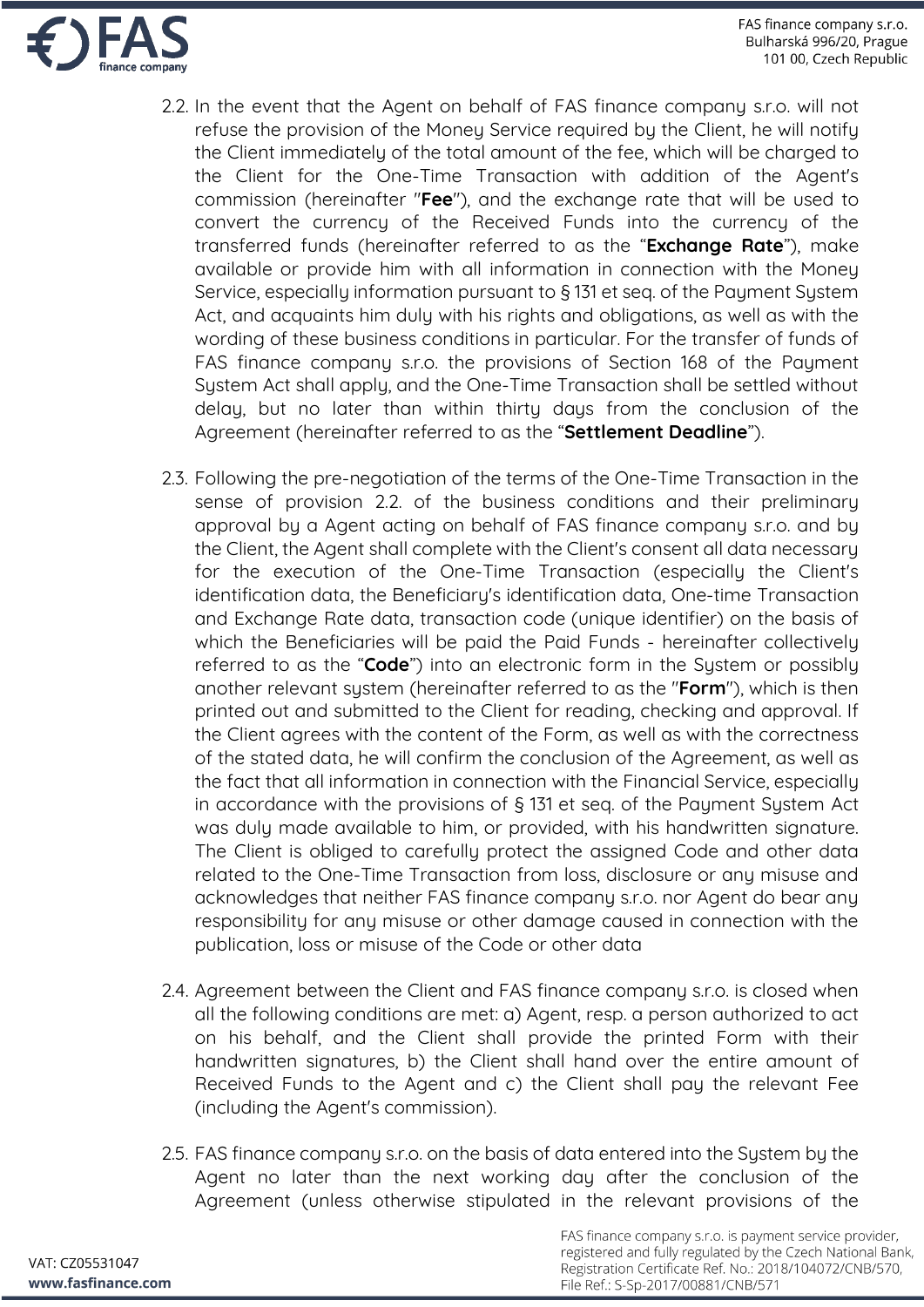2.2. In the event that the Agent on behalf of FAS finance company s.r.o. will not refuse the provision of the Money Service required by the Client, he will notify the Client immediately of the total amount of the fee, which will be charged to the Client for the One-Time Transaction with addition of the Agent's commission (hereinafter "**Fee**"), and the exchange rate that will be used to convert the currency of the Received Funds into the currency of the transferred funds (hereinafter referred to as the "**Exchange Rate**"), make available or provide him with all information in connection with the Money Service, especially information pursuant to § 131 et seq. of the Payment System Act, and acquaints him duly with his rights and obligations, as well as with the wording of these business conditions in particular. For the transfer of funds of FAS finance company s.r.o. the provisions of Section 168 of the Payment System Act shall apply, and the One-Time Transaction shall be settled without delay, but no later than within thirty days from the conclusion of the Agreement (hereinafter referred to as the "**Settlement Deadline**").

2.3. Following the pre-negotiation of the terms of the One-Time Transaction in the sense of provision 2.2. of the business conditions and their preliminary approval by a Agent acting on behalf of FAS finance company s.r.o. and by the Client, the Agent shall complete with the Client's consent all data necessary for the execution of the One-Time Transaction (especially the Client's identification data, the Beneficiary's identification data, One-time Transaction and Exchange Rate data, transaction code (unique identifier) on the basis of which the Beneficiaries will be paid the Paid Funds - hereinafter collectively referred to as the "**Code**") into an electronic form in the System or possibly another relevant system (hereinafter referred to as the "**Form**"), which is then printed out and submitted to the Client for reading, checking and approval. If the Client agrees with the content of the Form, as well as with the correctness of the stated data, he will confirm the conclusion of the Agreement, as well as the fact that all information in connection with the Financial Service, especially in accordance with the provisions of § 131 et seq. of the Payment System Act was duly made available to him, or provided, with his handwritten signature. The Client is obliged to carefully protect the assigned Code and other data related to the One-Time Transaction from loss, disclosure or any misuse and acknowledges that neither FAS finance company s.r.o. nor Agent do bear any responsibility for any misuse or other damage caused in connection with the publication, loss or misuse of the Code or other data

2.4. Agreement between the Client and FAS finance company s.r.o. is closed when all the following conditions are met: a) Agent, resp. a person authorized to act on his behalf, and the Client shall provide the printed Form with their handwritten signatures, b) the Client shall hand over the entire amount of Received Funds to the Agent and c) the Client shall pay the relevant Fee (including the Agent's commission).

2.5. FAS finance company s.r.o. on the basis of data entered into the System by the Agent no later than the next working day after the conclusion of the Agreement (unless otherwise stipulated in the relevant provisions of the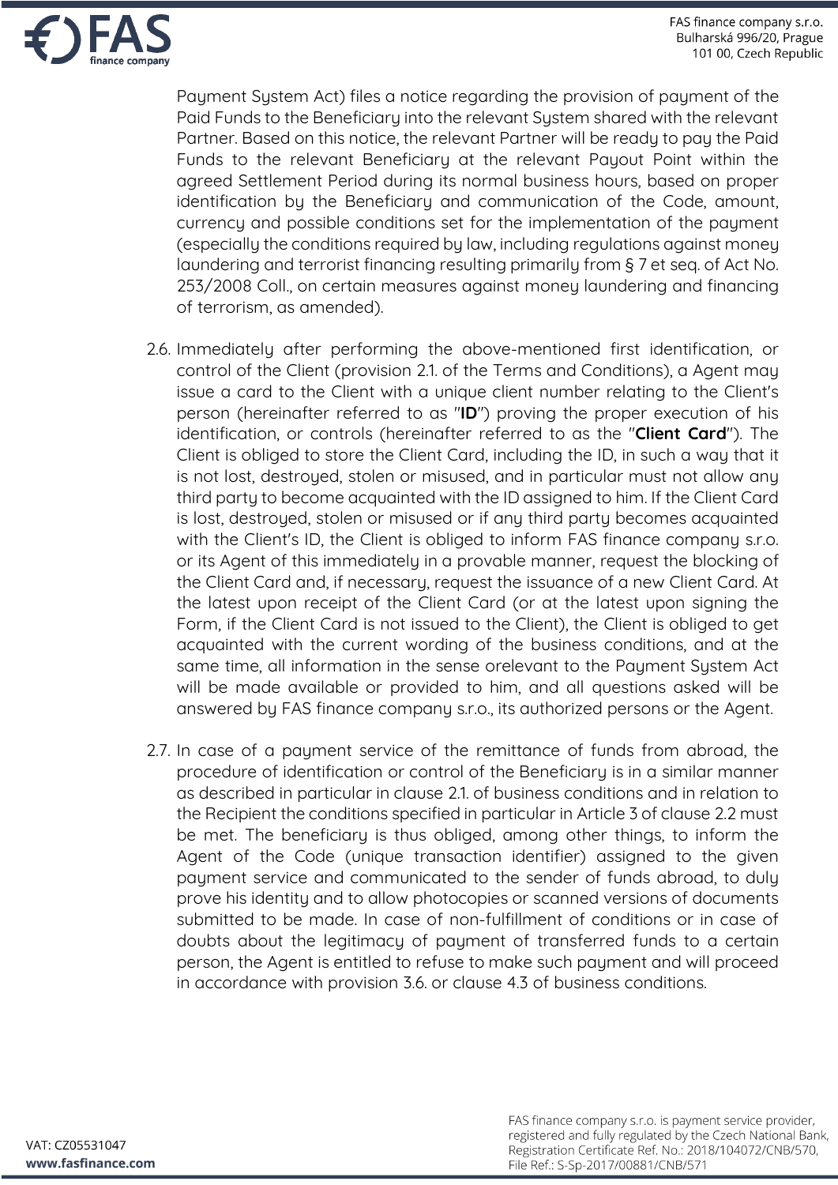Payment System Act) files a notice regarding the provision of payment of the Paid Funds to the Beneficiary into the relevant System shared with the relevant Partner. Based on this notice, the relevant Partner will be ready to pay the Paid Funds to the relevant Beneficiary at the relevant Payout Point within the agreed Settlement Period during its normal business hours, based on proper identification by the Beneficiary and communication of the Code, amount, currency and possible conditions set for the implementation of the payment (especially the conditions required by law, including regulations against money laundering and terrorist financing resulting primarily from § 7 et seq. of Act No. 253/2008 Coll., on certain measures against money laundering and financing of terrorism, as amended).

2.6. Immediately after performing the above-mentioned first identification, or control of the Client (provision 2.1. of the Terms and Conditions), a Agent may issue a card to the Client with a unique client number relating to the Client's person (hereinafter referred to as "**ID**") proving the proper execution of his identification, or controls (hereinafter referred to as the "**Client Card**"). The Client is obliged to store the Client Card, including the ID, in such a way that it is not lost, destroyed, stolen or misused, and in particular must not allow any third party to become acquainted with the ID assigned to him. If the Client Card is lost, destroyed, stolen or misused or if any third party becomes acquainted with the Client's ID, the Client is obliged to inform FAS finance company s.r.o. or its Agent of this immediately in a provable manner, request the blocking of the Client Card and, if necessary, request the issuance of a new Client Card. At the latest upon receipt of the Client Card (or at the latest upon signing the Form, if the Client Card is not issued to the Client), the Client is obliged to get acquainted with the current wording of the business conditions, and at the same time, all information in the sense orelevant to the Payment System Act will be made available or provided to him, and all questions asked will be answered by FAS finance company s.r.o., its authorized persons or the Agent.

2.7. In case of a payment service of the remittance of funds from abroad, the procedure of identification or control of the Beneficiary is in a similar manner as described in particular in clause 2.1. of business conditions and in relation to the Recipient the conditions specified in particular in Article 3 of clause 2.2 must be met. The beneficiary is thus obliged, among other things, to inform the Agent of the Code (unique transaction identifier) assigned to the given payment service and communicated to the sender of funds abroad, to duly prove his identity and to allow photocopies or scanned versions of documents submitted to be made. In case of non-fulfillment of conditions or in case of doubts about the legitimacy of payment of transferred funds to a certain person, the Agent is entitled to refuse to make such payment and will proceed in accordance with provision 3.6. or clause 4.3 of business conditions.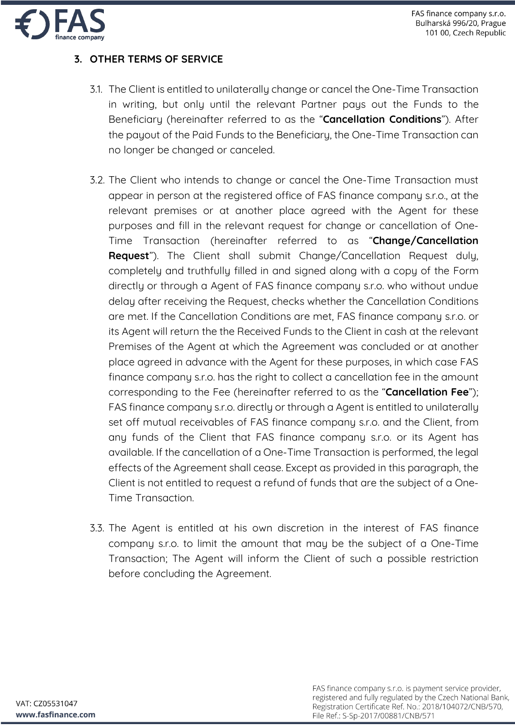## 3. OTHER TERMS OF SERVICE

3.1. The Client is entitled to unilaterally change or cancel the One-Time Transaction in writing, but only until the relevant Partner pays out the Funds to the Beneficiary (hereinafter referred to as the "**Cancellation Conditions**"). After the payout of the Paid Funds to the Beneficiary, the One-Time Transaction can no longer be changed or canceled.

3.2. The Client who intends to change or cancel the One-Time Transaction must appear in person at the registered office of FAS finance company s.r.o., at the relevant premises or at another place agreed with the Agent for these purposes and fill in the relevant request for change or cancellation of One-Time Transaction (hereinafter referred to as "**Change/Cancellation Request**"). The Client shall submit Change/Cancellation Request duly, completely and truthfully filled in and signed along with a copy of the Form directly or through a Agent of FAS finance company s.r.o. who without undue delay after receiving the Request, checks whether the Cancellation Conditions are met. If the Cancellation Conditions are met, FAS finance company s.r.o. or its Agent will return the the Received Funds to the Client in cash at the relevant Premises of the Agent at which the Agreement was concluded or at another place agreed in advance with the Agent for these purposes, in which case FAS finance company s.r.o. has the right to collect a cancellation fee in the amount corresponding to the Fee (hereinafter referred to as the "**Cancellation Fee**"); FAS finance company s.r.o. directly or through a Agent is entitled to unilaterally set off mutual receivables of FAS finance company s.r.o. and the Client, from any funds of the Client that FAS finance company s.r.o. or its Agent has available. If the cancellation of a One-Time Transaction is performed, the legal effects of the Agreement shall cease. Except as provided in this paragraph, the Client is not entitled to request a refund of funds that are the subject of a One-Time Transaction.

3.3. The Agent is entitled at his own discretion in the interest of FAS finance company s.r.o. to limit the amount that may be the subject of a One-Time Transaction; The Agent will inform the Client of such a possible restriction before concluding the Agreement.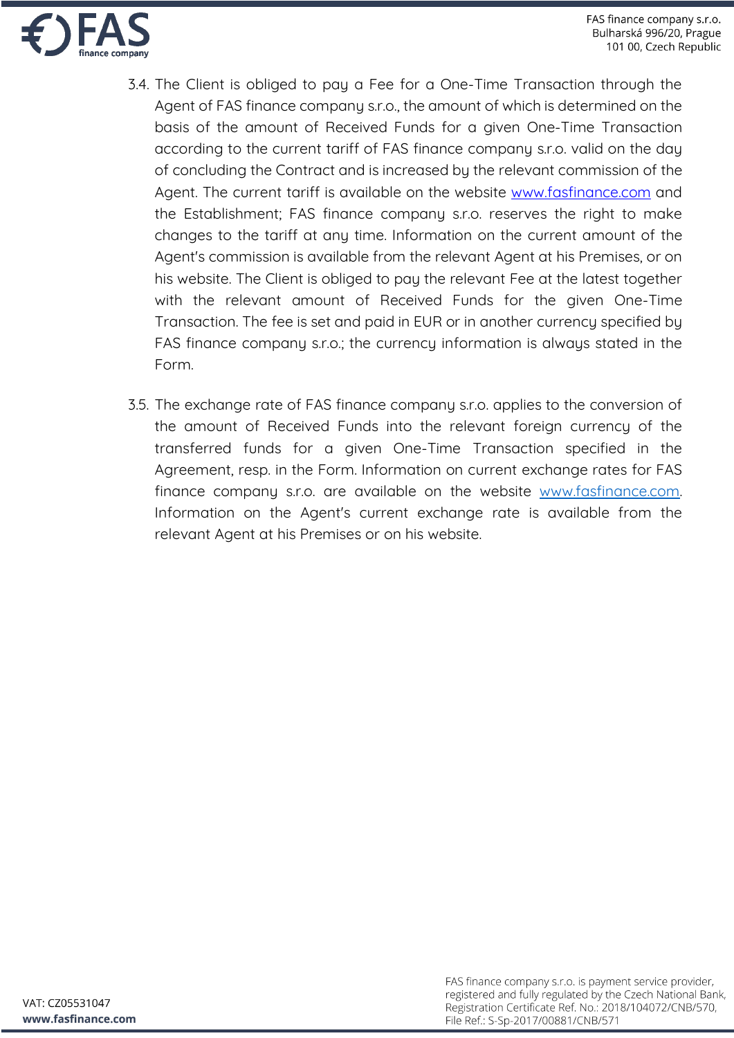3.4. The Client is obliged to pay a Fee for a One-Time Transaction through the Agent of FAS finance company s.r.o., the amount of which is determined on the basis of the amount of Received Funds for a given One-Time Transaction according to the current tariff of FAS finance company s.r.o. valid on the day of concluding the Contract and is increased by the relevant commission of the Agent. The current tariff is available on the website www.fasfinance.com and the Establishment; FAS finance company s.r.o. reserves the right to make changes to the tariff at any time. Information on the current amount of the Agent's commission is available from the relevant Agent at his Premises, or on his website. The Client is obliged to pay the relevant Fee at the latest together with the relevant amount of Received Funds for the given One-Time Transaction. The fee is set and paid in EUR or in another currency specified by FAS finance company s.r.o.; the currency information is always stated in the Form.

3.5. The exchange rate of FAS finance company s.r.o. applies to the conversion of the amount of Received Funds into the relevant foreign currency of the transferred funds for a given One-Time Transaction specified in the Agreement, resp. in the Form. Information on current exchange rates for FAS finance company s.r.o. are available on the website www.fasfinance.com. Information on the Agent's current exchange rate is available from the relevant Agent at his Premises or on his website.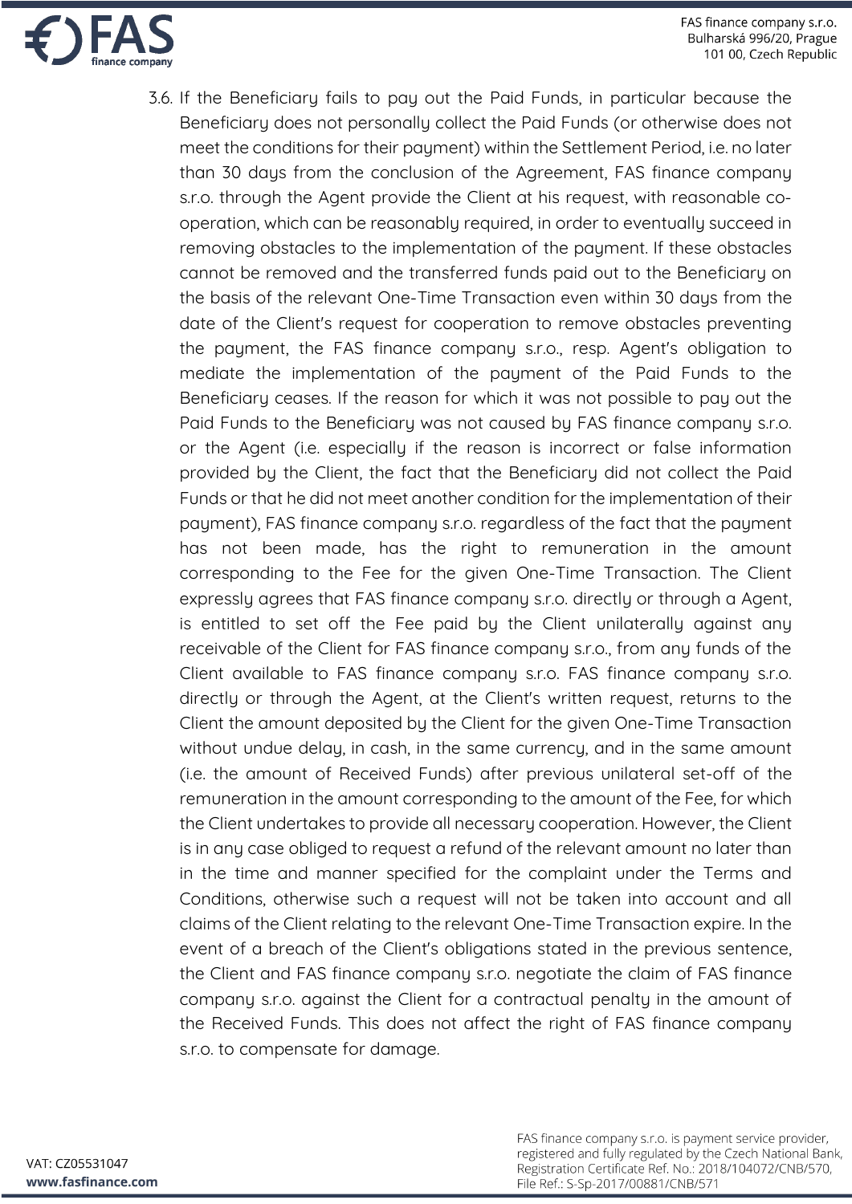3.6. If the Beneficiary fails to pay out the Paid Funds, in particular because the Beneficiary does not personally collect the Paid Funds (or otherwise does not meet the conditions for their payment) within the Settlement Period, i.e. no later than 30 days from the conclusion of the Agreement, FAS finance company s.r.o. through the Agent provide the Client at his request, with reasonable co-operation, which can be reasonably required, in order to eventually succeed in removing obstacles to the implementation of the payment. If these obstacles cannot be removed and the transferred funds paid out to the Beneficiary on the basis of the relevant One-Time Transaction even within 30 days from the date of the Client's request for cooperation to remove obstacles preventing the payment, the FAS finance company s.r.o., resp. Agent's obligation to mediate the implementation of the payment of the Paid Funds to the Beneficiary ceases. If the reason for which it was not possible to pay out the Paid Funds to the Beneficiary was not caused by FAS finance company s.r.o. or the Agent (i.e. especially if the reason is incorrect or false information provided by the Client, the fact that the Beneficiary did not collect the Paid Funds or that he did not meet another condition for the implementation of their payment), FAS finance company s.r.o. regardless of the fact that the payment has not been made, has the right to remuneration in the amount corresponding to the Fee for the given One-Time Transaction. The Client expressly agrees that FAS finance company s.r.o. directly or through a Agent, is entitled to set off the Fee paid by the Client unilaterally against any receivable of the Client for FAS finance company s.r.o., from any funds of the Client available to FAS finance company s.r.o. FAS finance company s.r.o. directly or through the Agent, at the Client's written request, returns to the Client the amount deposited by the Client for the given One-Time Transaction without undue delay, in cash, in the same currency, and in the same amount (i.e. the amount of Received Funds) after previous unilateral set-off of the remuneration in the amount corresponding to the amount of the Fee, for which the Client undertakes to provide all necessary cooperation. However, the Client is in any case obliged to request a refund of the relevant amount no later than in the time and manner specified for the complaint under the Terms and Conditions, otherwise such a request will not be taken into account and all claims of the Client relating to the relevant One-Time Transaction expire. In the event of a breach of the Client's obligations stated in the previous sentence, the Client and FAS finance company s.r.o. negotiate the claim of FAS finance company s.r.o. against the Client for a contractual penalty in the amount of the Received Funds. This does not affect the right of FAS finance company s.r.o. to compensate for damage.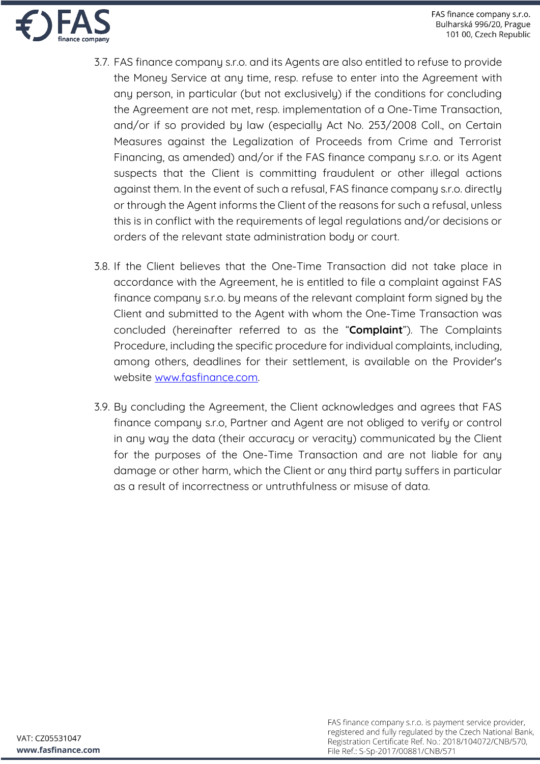3.7. FAS finance company s.r.o. and its Agents are also entitled to refuse to provide the Money Service at any time, resp. refuse to enter into the Agreement with any person, in particular (but not exclusively) if the conditions for concluding the Agreement are not met, resp. implementation of a One-Time Transaction, and/or if so provided by law (especially Act No. 253/2008 Coll., on Certain Measures against the Legalization of Proceeds from Crime and Terrorist Financing, as amended) and/or if the FAS finance company s.r.o. or its Agent suspects that the Client is committing fraudulent or other illegal actions against them. In the event of such a refusal, FAS finance company s.r.o. directly or through the Agent informs the Client of the reasons for such a refusal, unless this is in conflict with the requirements of legal regulations and/or decisions or orders of the relevant state administration body or court.

3.8. If the Client believes that the One-Time Transaction did not take place in accordance with the Agreement, he is entitled to file a complaint against FAS finance company s.r.o. by means of the relevant complaint form signed by the Client and submitted to the Agent with whom the One-Time Transaction was concluded (hereinafter referred to as the "**Complaint**"). The Complaints Procedure, including the specific procedure for individual complaints, including, among others, deadlines for their settlement, is available on the Provider's website www.fasfinance.com.

3.9. By concluding the Agreement, the Client acknowledges and agrees that FAS finance company s.r.o, Partner and Agent are not obliged to verify or control in any way the data (their accuracy or veracity) communicated by the Client for the purposes of the One-Time Transaction and are not liable for any damage or other harm, which the Client or any third party suffers in particular as a result of incorrectness or untruthfulness or misuse of data.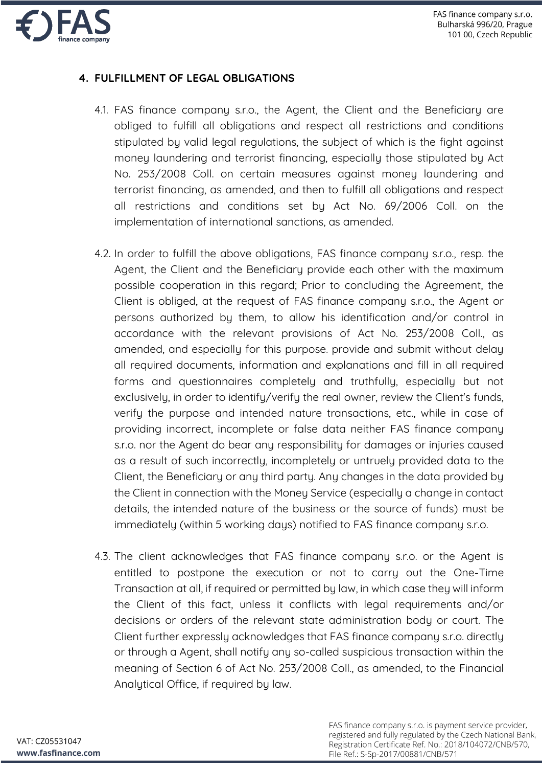## 4. FULFILLMENT OF LEGAL OBLIGATIONS

4.1. FAS finance company s.r.o., the Agent, the Client and the Beneficiary are obliged to fulfill all obligations and respect all restrictions and conditions stipulated by valid legal regulations, the subject of which is the fight against money laundering and terrorist financing, especially those stipulated by Act No. 253/2008 Coll. on certain measures against money laundering and terrorist financing, as amended, and then to fulfill all obligations and respect all restrictions and conditions set by Act No. 69/2006 Coll. on the implementation of international sanctions, as amended.

4.2. In order to fulfill the above obligations, FAS finance company s.r.o., resp. the Agent, the Client and the Beneficiary provide each other with the maximum possible cooperation in this regard; Prior to concluding the Agreement, the Client is obliged, at the request of FAS finance company s.r.o., the Agent or persons authorized by them, to allow his identification and/or control in accordance with the relevant provisions of Act No. 253/2008 Coll., as amended, and especially for this purpose. provide and submit without delay all required documents, information and explanations and fill in all required forms and questionnaires completely and truthfully, especially but not exclusively, in order to identify/verify the real owner, review the Client's funds, verify the purpose and intended nature transactions, etc., while in case of providing incorrect, incomplete or false data neither FAS finance company s.r.o. nor the Agent do bear any responsibility for damages or injuries caused as a result of such incorrectly, incompletely or untruely provided data to the Client, the Beneficiary or any third party. Any changes in the data provided by the Client in connection with the Money Service (especially a change in contact details, the intended nature of the business or the source of funds) must be immediately (within 5 working days) notified to FAS finance company s.r.o.

4.3. The client acknowledges that FAS finance company s.r.o. or the Agent is entitled to postpone the execution or not to carry out the One-Time Transaction at all, if required or permitted by law, in which case they will inform the Client of this fact, unless it conflicts with legal requirements and/or decisions or orders of the relevant state administration body or court. The Client further expressly acknowledges that FAS finance company s.r.o. directly or through a Agent, shall notify any so-called suspicious transaction within the meaning of Section 6 of Act No. 253/2008 Coll., as amended, to the Financial Analytical Office, if required by law.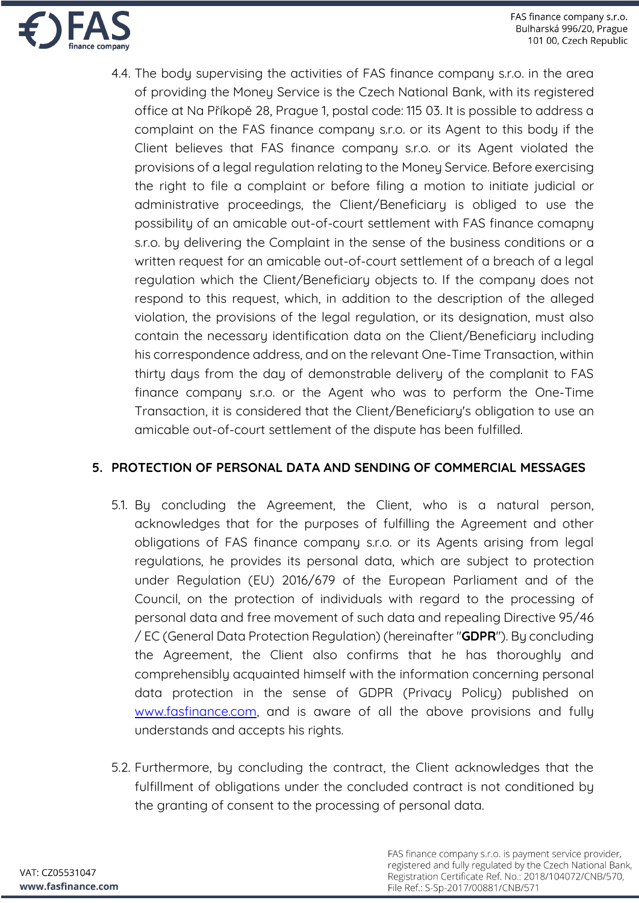4.4. The body supervising the activities of FAS finance company s.r.o. in the area of providing the Money Service is the Czech National Bank, with its registered office at Na Příkopě 28, Prague 1, postal code: 115 03. It is possible to address a complaint on the FAS finance company s.r.o. or its Agent to this body if the Client believes that FAS finance company s.r.o. or its Agent violated the provisions of a legal regulation relating to the Money Service. Before exercising the right to file a complaint or before filing a motion to initiate judicial or administrative proceedings, the Client/Beneficiary is obliged to use the possibility of an amicable out-of-court settlement with FAS finance comapny s.r.o. by delivering the Complaint in the sense of the business conditions or a written request for an amicable out-of-court settlement of a breach of a legal regulation which the Client/Beneficiary objects to. If the company does not respond to this request, which, in addition to the description of the alleged violation, the provisions of the legal regulation, or its designation, must also contain the necessary identification data on the Client/Beneficiary including his correspondence address, and on the relevant One-Time Transaction, within thirty days from the day of demonstrable delivery of the complaint to FAS finance company s.r.o. or the Agent who was to perform the One-Time Transaction, it is considered that the Client/Beneficiary's obligation to use an amicable out-of-court settlement of the dispute has been fulfilled.

## 5. PROTECTION OF PERSONAL DATA AND SENDING OF COMMERCIAL MESSAGES

5.1. By concluding the Agreement, the Client, who is a natural person, acknowledges that for the purposes of fulfilling the Agreement and other obligations of FAS finance company s.r.o. or its Agents arising from legal regulations, he provides its personal data, which are subject to protection under Regulation (EU) 2016/679 of the European Parliament and of the Council, on the protection of individuals with regard to the processing of personal data and free movement of such data and repealing Directive 95/46 / EC (General Data Protection Regulation) (hereinafter "**GDPR**"). By concluding the Agreement, the Client also confirms that he has thoroughly and comprehensibly acquainted himself with the information concerning personal data protection in the sense of GDPR (Privacy Policy) published on [www.fasfinance.com](www.fasfinance.com), and is aware of all the above provisions and fully understands and accepts his rights.

5.2. Furthermore, by concluding the contract, the Client acknowledges that the fulfillment of obligations under the concluded contract is not conditioned by the granting of consent to the processing of personal data.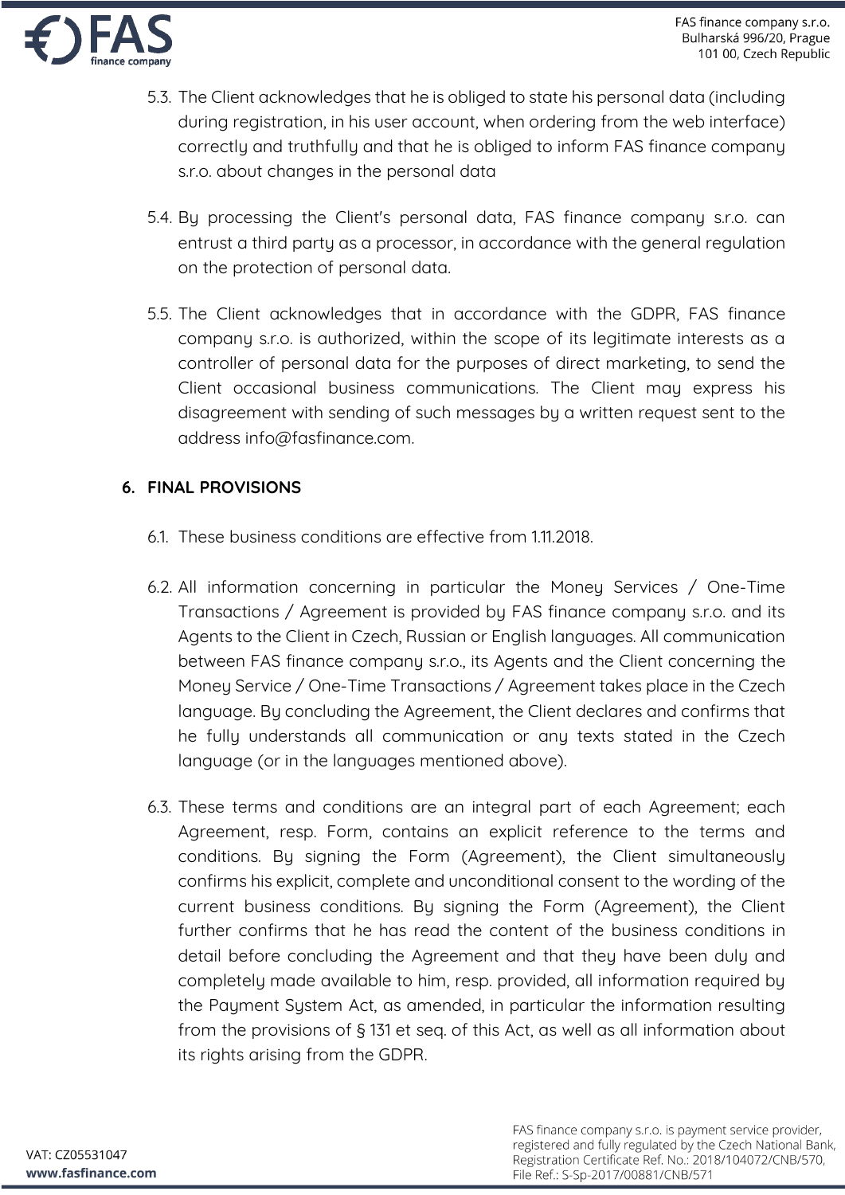5.3. The Client acknowledges that he is obliged to state his personal data (including during registration, in his user account, when ordering from the web interface) correctly and truthfully and that he is obliged to inform FAS finance company s.r.o. about changes in the personal data

5.4. By processing the Client's personal data, FAS finance company s.r.o. can entrust a third party as a processor, in accordance with the general regulation on the protection of personal data.

5.5. The Client acknowledges that in accordance with the GDPR, FAS finance company s.r.o. is authorized, within the scope of its legitimate interests as a controller of personal data for the purposes of direct marketing, to send the Client occasional business communications. The Client may express his disagreement with sending of such messages by a written request sent to the address info@fasfinance.com.

## 6. FINAL PROVISIONS

6.1. These business conditions are effective from 1.11.2018.

6.2. All information concerning in particular the Money Services / One-Time Transactions / Agreement is provided by FAS finance company s.r.o. and its Agents to the Client in Czech, Russian or English languages. All communication between FAS finance company s.r.o., its Agents and the Client concerning the Money Service / One-Time Transactions / Agreement takes place in the Czech language. By concluding the Agreement, the Client declares and confirms that he fully understands all communication or any texts stated in the Czech language (or in the languages mentioned above).

6.3. These terms and conditions are an integral part of each Agreement; each Agreement, resp. Form, contains an explicit reference to the terms and conditions. By signing the Form (Agreement), the Client simultaneously confirms his explicit, complete and unconditional consent to the wording of the current business conditions. By signing the Form (Agreement), the Client further confirms that he has read the content of the business conditions in detail before concluding the Agreement and that they have been duly and completely made available to him, resp. provided, all information required by the Payment System Act, as amended, in particular the information resulting from the provisions of § 131 et seq. of this Act, as well as all information about its rights arising from the GDPR.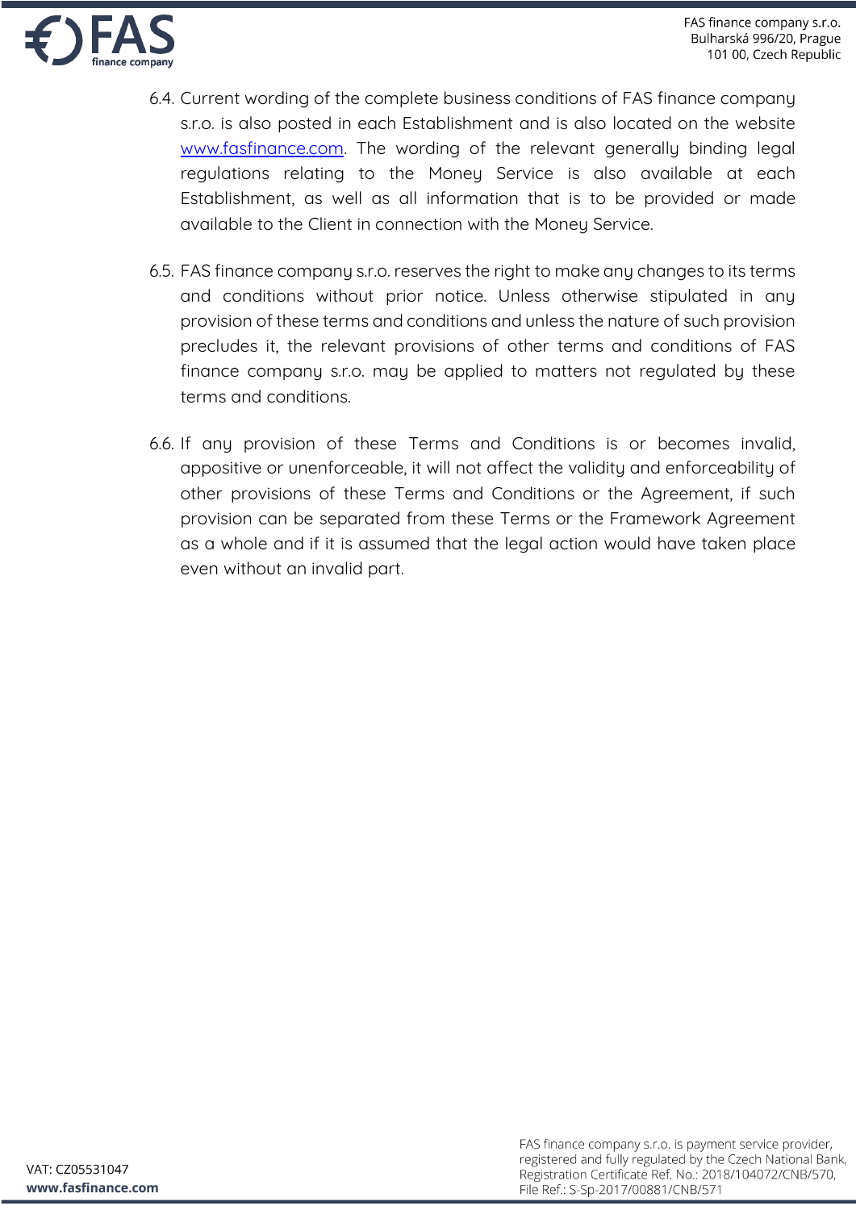6.4. Current wording of the complete business conditions of FAS finance company s.r.o. is also posted in each Establishment and is also located on the website www.fasfinance.com. The wording of the relevant generally binding legal regulations relating to the Money Service is also available at each Establishment, as well as all information that is to be provided or made available to the Client in connection with the Money Service.

6.5. FAS finance company s.r.o. reserves the right to make any changes to its terms and conditions without prior notice. Unless otherwise stipulated in any provision of these terms and conditions and unless the nature of such provision precludes it, the relevant provisions of other terms and conditions of FAS finance company s.r.o. may be applied to matters not regulated by these terms and conditions.

6.6. If any provision of these Terms and Conditions is or becomes invalid, appositive or unenforceable, it will not affect the validity and enforceability of other provisions of these Terms and Conditions or the Agreement, if such provision can be separated from these Terms or the Framework Agreement as a whole and if it is assumed that the legal action would have taken place even without an invalid part.